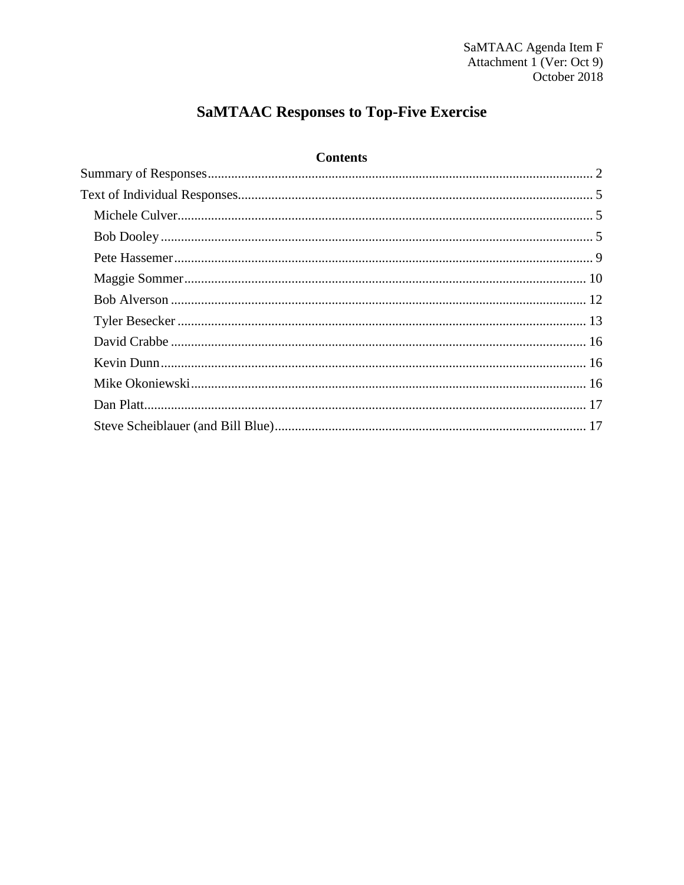SaMTAAC Agenda Item F
Attachment 1 (Ver: Oct 9)
October 2018

# SaMTAAC Responses to Top-Five Exercise

## Contents

Summary of Responses ..... 2

Text of Individual Responses ..... 5

- Michele Culver ..... 5
- Bob Dooley ..... 5
- Pete Hassemer ..... 9
- Maggie Sommer ..... 10
- Bob Alverson ..... 12
- Tyler Besecker ..... 13
- David Crabbe ..... 16
- Kevin Dunn ..... 16
- Mike Okoniewski ..... 16
- Dan Platt ..... 17
- Steve Scheiblauer (and Bill Blue) ..... 17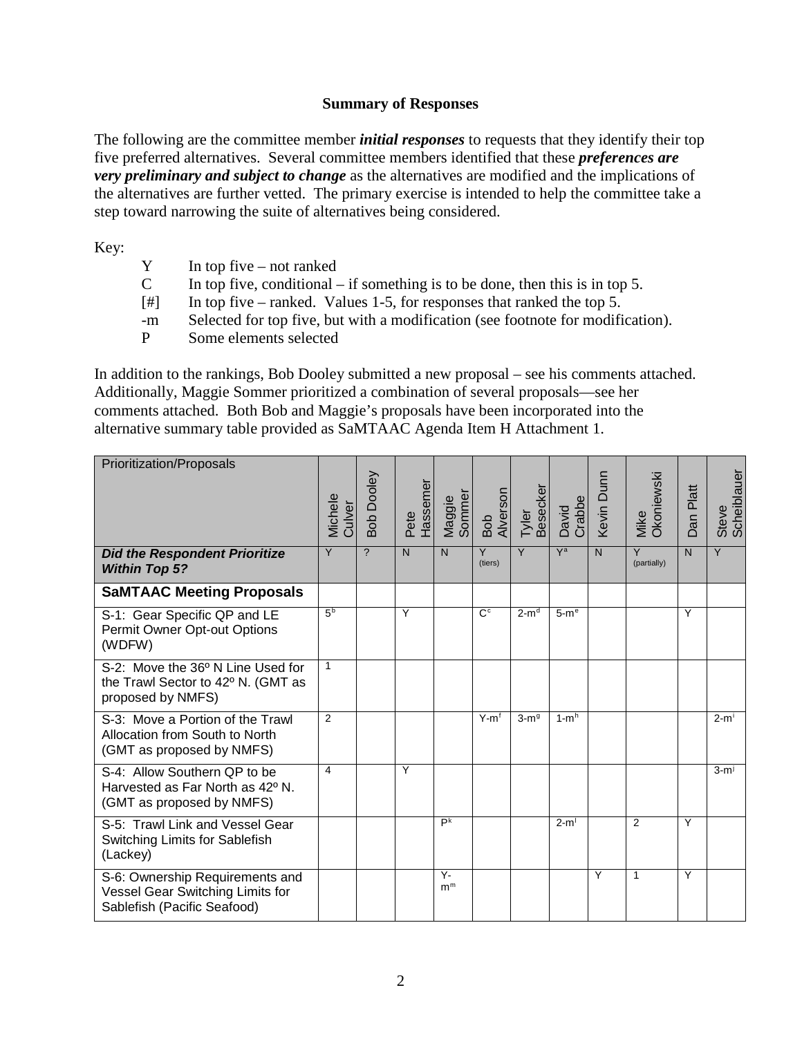**Summary of Responses**

The following are the committee member ***initial responses*** to requests that they identify their top five preferred alternatives. Several committee members identified that these ***preferences are very preliminary and subject to change*** as the alternatives are modified and the implications of the alternatives are further vetted. The primary exercise is intended to help the committee take a step toward narrowing the suite of alternatives being considered.

Key:

- Y — In top five – not ranked
- C — In top five, conditional – if something is to be done, then this is in top 5.
- [#] — In top five – ranked. Values 1-5, for responses that ranked the top 5.
- -m — Selected for top five, but with a modification (see footnote for modification).
- P — Some elements selected

In addition to the rankings, Bob Dooley submitted a new proposal – see his comments attached. Additionally, Maggie Sommer prioritized a combination of several proposals—see her comments attached. Both Bob and Maggie's proposals have been incorporated into the alternative summary table provided as SaMTAAC Agenda Item H Attachment 1.

| Prioritization/Proposals | Michele Culver | Bob Dooley | Pete Hassemer | Maggie Sommer | Bob Alverson | Tyler Besecker | David Crabbe | Kevin Dunn | Mike Okoniewski | Dan Platt | Steve Scheiblauer |
|---|---|---|---|---|---|---|---|---|---|---|---|
| ***Did the Respondent Prioritize Within Top 5?*** | Y | ? | N | N | Y (tiers) | Y | Y[a] | N | Y (partially) | N | Y |
| **SaMTAAC Meeting Proposals** | | | | | | | | | | | |
| S-1: Gear Specific QP and LE Permit Owner Opt-out Options (WDFW) | 5[b] | | Y | | C[c] | 2-m[d] | 5-m[e] | | | Y | |
| S-2: Move the 36º N Line Used for the Trawl Sector to 42º N. (GMT as proposed by NMFS) | 1 | | | | | | | | | | |
| S-3: Move a Portion of the Trawl Allocation from South to North (GMT as proposed by NMFS) | 2 | | | | Y-m[f] | 3-m[g] | 1-m[h] | | | | 2-m[i] |
| S-4: Allow Southern QP to be Harvested as Far North as 42º N. (GMT as proposed by NMFS) | 4 | | Y | | | | | | | | 3-m[j] |
| S-5: Trawl Link and Vessel Gear Switching Limits for Sablefish (Lackey) | | | | P[k] | | | 2-m[l] | | 2 | Y | |
| S-6: Ownership Requirements and Vessel Gear Switching Limits for Sablefish (Pacific Seafood) | | | | Y-m[m] | | | | Y | 1 | Y | |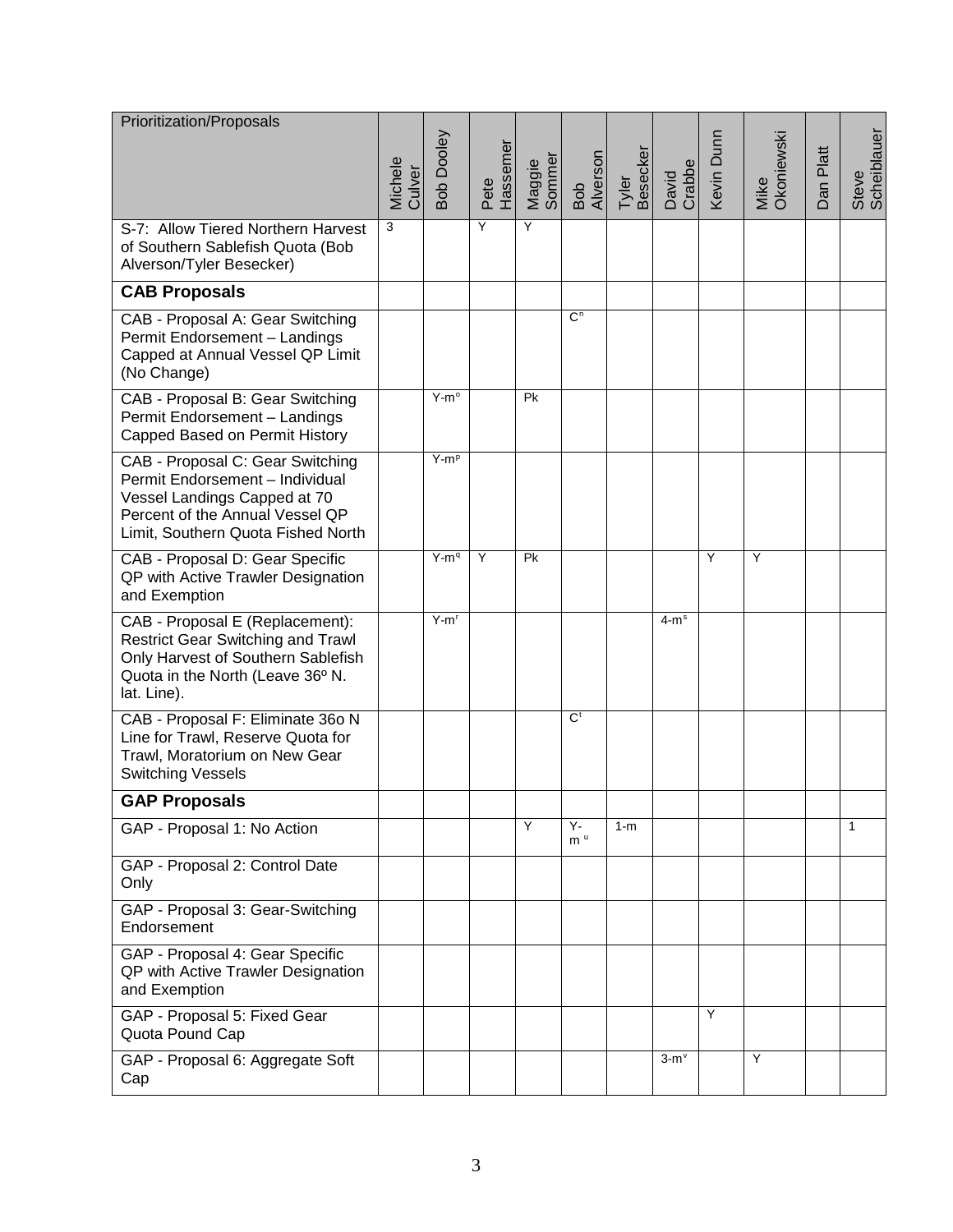| Prioritization/Proposals | Michele Culver | Bob Dooley | Pete Hassemer | Maggie Sommer | Bob Alverson | Tyler Besecker | David Crabbe | Kevin Dunn | Mike Okoniewski | Dan Platt | Steve Scheiblauer |
|---|---|---|---|---|---|---|---|---|---|---|---|
| S-7: Allow Tiered Northern Harvest of Southern Sablefish Quota (Bob Alverson/Tyler Besecker) | 3 | | Y | Y | | | | | | | |
| **CAB Proposals** | | | | | | | | | | | |
| CAB - Proposal A: Gear Switching Permit Endorsement – Landings Capped at Annual Vessel QP Limit (No Change) | | | | | C[n] | | | | | | |
| CAB - Proposal B: Gear Switching Permit Endorsement – Landings Capped Based on Permit History | | Y-m[o] | | Pk | | | | | | | |
| CAB - Proposal C: Gear Switching Permit Endorsement – Individual Vessel Landings Capped at 70 Percent of the Annual Vessel QP Limit, Southern Quota Fished North | | Y-m[p] | | | | | | | | | |
| CAB - Proposal D: Gear Specific QP with Active Trawler Designation and Exemption | | Y-m[q] | Y | Pk | | | | Y | Y | | |
| CAB - Proposal E (Replacement): Restrict Gear Switching and Trawl Only Harvest of Southern Sablefish Quota in the North (Leave 36º N. lat. Line). | | Y-m[r] | | | | | 4-m[s] | | | | |
| CAB - Proposal F: Eliminate 36o N Line for Trawl, Reserve Quota for Trawl, Moratorium on New Gear Switching Vessels | | | | | C[t] | | | | | | |
| **GAP Proposals** | | | | | | | | | | | |
| GAP - Proposal 1: No Action | | | | Y | Y-m[u] | 1-m | | | | | 1 |
| GAP - Proposal 2: Control Date Only | | | | | | | | | | | |
| GAP - Proposal 3: Gear-Switching Endorsement | | | | | | | | | | | |
| GAP - Proposal 4: Gear Specific QP with Active Trawler Designation and Exemption | | | | | | | | | | | |
| GAP - Proposal 5: Fixed Gear Quota Pound Cap | | | | | | | | Y | | | |
| GAP - Proposal 6: Aggregate Soft Cap | | | | | | | 3-m[v] | | Y | | |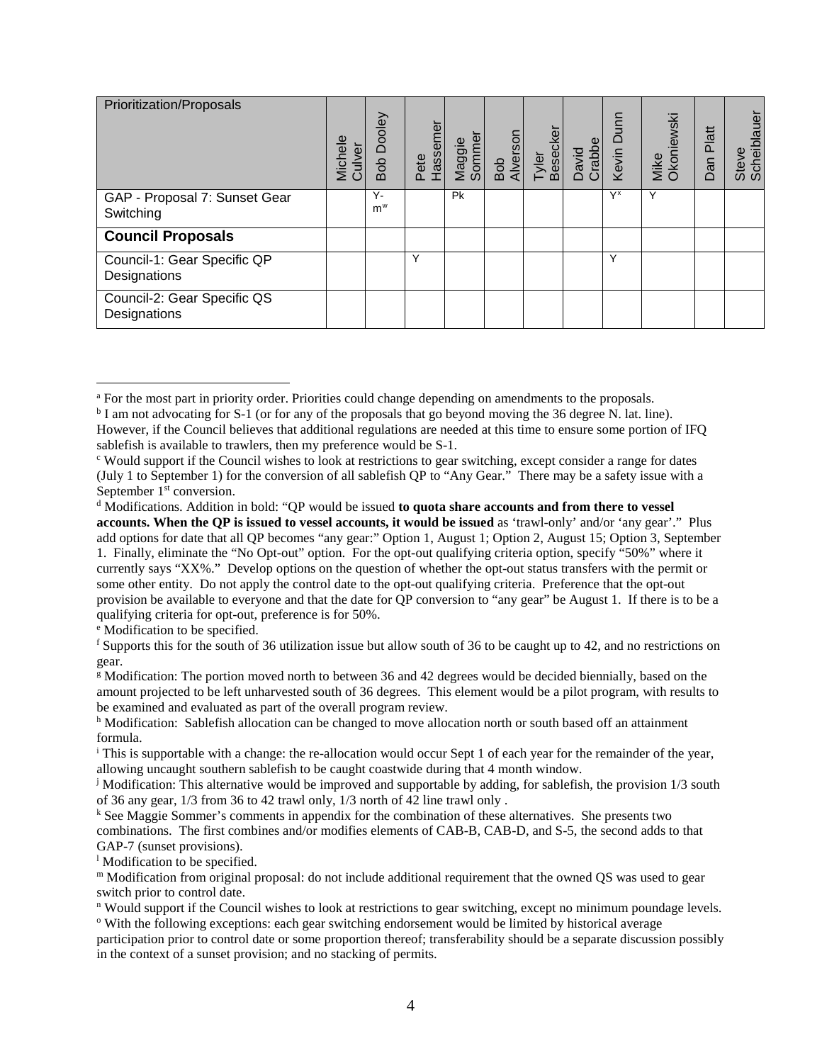| Prioritization/Proposals | Michele Culver | Bob Dooley | Pete Hassemer | Maggie Sommer | Bob Alverson | Tyler Besecker | David Crabbe | Kevin Dunn | Mike Okoniewski | Dan Platt | Steve Scheiblauer |
|---|---|---|---|---|---|---|---|---|---|---|---|
| GAP - Proposal 7: Sunset Gear Switching | | Y-m[w] | | Pk | | | | Y[x] | Y | | |
| **Council Proposals** | | | | | | | | | | | |
| Council-1: Gear Specific QP Designations | | | Y | | | | | Y | | | |
| Council-2: Gear Specific QS Designations | | | | | | | | | | | |

---

[a] For the most part in priority order. Priorities could change depending on amendments to the proposals.

[b] I am not advocating for S-1 (or for any of the proposals that go beyond moving the 36 degree N. lat. line). However, if the Council believes that additional regulations are needed at this time to ensure some portion of IFQ sablefish is available to trawlers, then my preference would be S-1.

[c] Would support if the Council wishes to look at restrictions to gear switching, except consider a range for dates (July 1 to September 1) for the conversion of all sablefish QP to "Any Gear." There may be a safety issue with a September 1st conversion.

[d] Modifications. Addition in bold: "QP would be issued **to quota share accounts and from there to vessel accounts. When the QP is issued to vessel accounts, it would be issued** as 'trawl-only' and/or 'any gear'." Plus add options for date that all QP becomes "any gear:" Option 1, August 1; Option 2, August 15; Option 3, September 1. Finally, eliminate the "No Opt-out" option. For the opt-out qualifying criteria option, specify "50%" where it currently says "XX%." Develop options on the question of whether the opt-out status transfers with the permit or some other entity. Do not apply the control date to the opt-out qualifying criteria. Preference that the opt-out provision be available to everyone and that the date for QP conversion to "any gear" be August 1. If there is to be a qualifying criteria for opt-out, preference is for 50%.

[e] Modification to be specified.

[f] Supports this for the south of 36 utilization issue but allow south of 36 to be caught up to 42, and no restrictions on gear.

[g] Modification: The portion moved north to between 36 and 42 degrees would be decided biennially, based on the amount projected to be left unharvested south of 36 degrees. This element would be a pilot program, with results to be examined and evaluated as part of the overall program review.

[h] Modification: Sablefish allocation can be changed to move allocation north or south based off an attainment formula.

[i] This is supportable with a change: the re-allocation would occur Sept 1 of each year for the remainder of the year, allowing uncaught southern sablefish to be caught coastwide during that 4 month window.

[j] Modification: This alternative would be improved and supportable by adding, for sablefish, the provision 1/3 south of 36 any gear, 1/3 from 36 to 42 trawl only, 1/3 north of 42 line trawl only .

[k] See Maggie Sommer's comments in appendix for the combination of these alternatives. She presents two combinations. The first combines and/or modifies elements of CAB-B, CAB-D, and S-5, the second adds to that GAP-7 (sunset provisions).

[l] Modification to be specified.

[m] Modification from original proposal: do not include additional requirement that the owned QS was used to gear switch prior to control date.

[n] Would support if the Council wishes to look at restrictions to gear switching, except no minimum poundage levels.

[o] With the following exceptions: each gear switching endorsement would be limited by historical average participation prior to control date or some proportion thereof; transferability should be a separate discussion possibly in the context of a sunset provision; and no stacking of permits.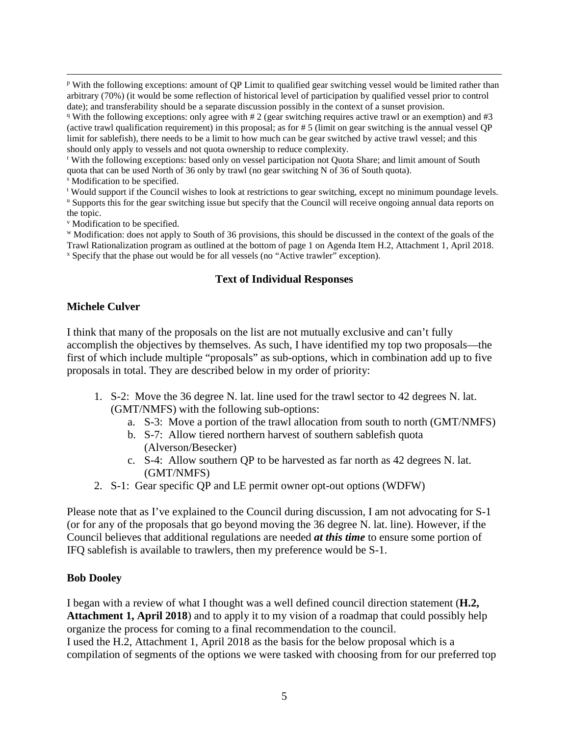[p] With the following exceptions: amount of QP Limit to qualified gear switching vessel would be limited rather than arbitrary (70%) (it would be some reflection of historical level of participation by qualified vessel prior to control date); and transferability should be a separate discussion possibly in the context of a sunset provision.

[q] With the following exceptions: only agree with # 2 (gear switching requires active trawl or an exemption) and #3 (active trawl qualification requirement) in this proposal; as for # 5 (limit on gear switching is the annual vessel QP limit for sablefish), there needs to be a limit to how much can be gear switched by active trawl vessel; and this should only apply to vessels and not quota ownership to reduce complexity.

[r] With the following exceptions: based only on vessel participation not Quota Share; and limit amount of South quota that can be used North of 36 only by trawl (no gear switching N of 36 of South quota).

[s] Modification to be specified.

[t] Would support if the Council wishes to look at restrictions to gear switching, except no minimum poundage levels.

[u] Supports this for the gear switching issue but specify that the Council will receive ongoing annual data reports on the topic.

[v] Modification to be specified.

[w] Modification: does not apply to South of 36 provisions, this should be discussed in the context of the goals of the Trawl Rationalization program as outlined at the bottom of page 1 on Agenda Item H.2, Attachment 1, April 2018.

[x] Specify that the phase out would be for all vessels (no "Active trawler" exception).

## Text of Individual Responses

### Michele Culver

I think that many of the proposals on the list are not mutually exclusive and can't fully accomplish the objectives by themselves. As such, I have identified my top two proposals—the first of which include multiple "proposals" as sub-options, which in combination add up to five proposals in total. They are described below in my order of priority:

1. S-2: Move the 36 degree N. lat. line used for the trawl sector to 42 degrees N. lat. (GMT/NMFS) with the following sub-options:
   a. S-3: Move a portion of the trawl allocation from south to north (GMT/NMFS)
   b. S-7: Allow tiered northern harvest of southern sablefish quota (Alverson/Besecker)
   c. S-4: Allow southern QP to be harvested as far north as 42 degrees N. lat. (GMT/NMFS)
2. S-1: Gear specific QP and LE permit owner opt-out options (WDFW)

Please note that as I've explained to the Council during discussion, I am not advocating for S-1 (or for any of the proposals that go beyond moving the 36 degree N. lat. line). However, if the Council believes that additional regulations are needed ***at this time*** to ensure some portion of IFQ sablefish is available to trawlers, then my preference would be S-1.

### Bob Dooley

I began with a review of what I thought was a well defined council direction statement (**H.2, Attachment 1, April 2018**) and to apply it to my vision of a roadmap that could possibly help organize the process for coming to a final recommendation to the council.
I used the H.2, Attachment 1, April 2018 as the basis for the below proposal which is a compilation of segments of the options we were tasked with choosing from for our preferred top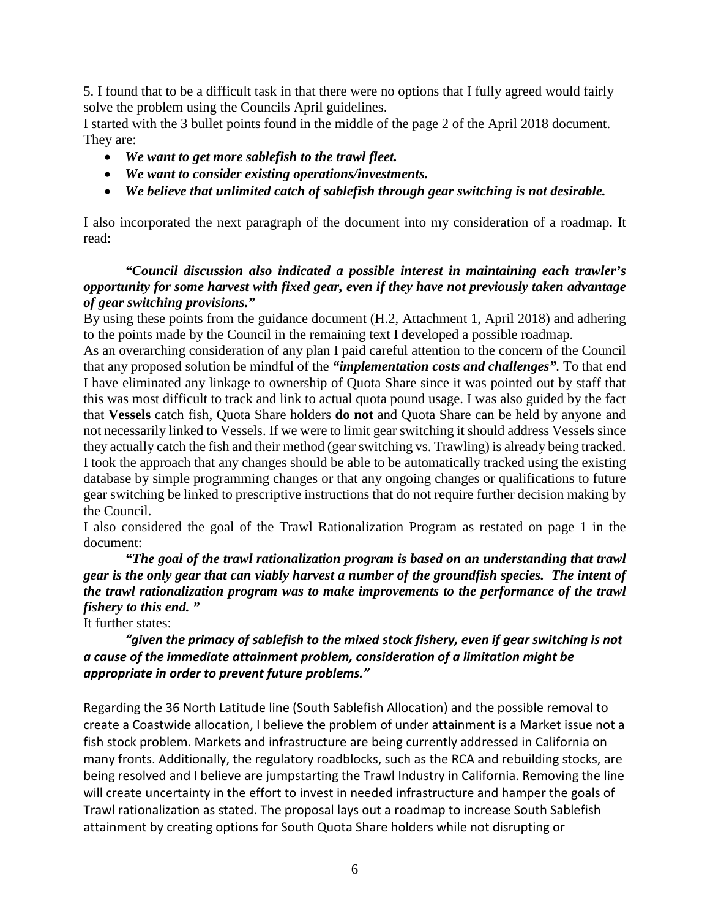5. I found that to be a difficult task in that there were no options that I fully agreed would fairly solve the problem using the Councils April guidelines.

I started with the 3 bullet points found in the middle of the page 2 of the April 2018 document. They are:

- ***We want to get more sablefish to the trawl fleet.***
- ***We want to consider existing operations/investments.***
- ***We believe that unlimited catch of sablefish through gear switching is not desirable.***

I also incorporated the next paragraph of the document into my consideration of a roadmap. It read:

> ***"Council discussion also indicated a possible interest in maintaining each trawler's opportunity for some harvest with fixed gear, even if they have not previously taken advantage of gear switching provisions."***

By using these points from the guidance document (H.2, Attachment 1, April 2018) and adhering to the points made by the Council in the remaining text I developed a possible roadmap.

As an overarching consideration of any plan I paid careful attention to the concern of the Council that any proposed solution be mindful of the ***"implementation costs and challenges"***. To that end I have eliminated any linkage to ownership of Quota Share since it was pointed out by staff that this was most difficult to track and link to actual quota pound usage. I was also guided by the fact that **Vessels** catch fish, Quota Share holders **do not** and Quota Share can be held by anyone and not necessarily linked to Vessels. If we were to limit gear switching it should address Vessels since they actually catch the fish and their method (gear switching vs. Trawling) is already being tracked. I took the approach that any changes should be able to be automatically tracked using the existing database by simple programming changes or that any ongoing changes or qualifications to future gear switching be linked to prescriptive instructions that do not require further decision making by the Council.

I also considered the goal of the Trawl Rationalization Program as restated on page 1 in the document:

> ***"The goal of the trawl rationalization program is based on an understanding that trawl gear is the only gear that can viably harvest a number of the groundfish species. The intent of the trawl rationalization program was to make improvements to the performance of the trawl fishery to this end. "***

It further states:

> ***"given the primacy of sablefish to the mixed stock fishery, even if gear switching is not a cause of the immediate attainment problem, consideration of a limitation might be appropriate in order to prevent future problems."***

Regarding the 36 North Latitude line (South Sablefish Allocation) and the possible removal to create a Coastwide allocation, I believe the problem of under attainment is a Market issue not a fish stock problem. Markets and infrastructure are being currently addressed in California on many fronts. Additionally, the regulatory roadblocks, such as the RCA and rebuilding stocks, are being resolved and I believe are jumpstarting the Trawl Industry in California. Removing the line will create uncertainty in the effort to invest in needed infrastructure and hamper the goals of Trawl rationalization as stated. The proposal lays out a roadmap to increase South Sablefish attainment by creating options for South Quota Share holders while not disrupting or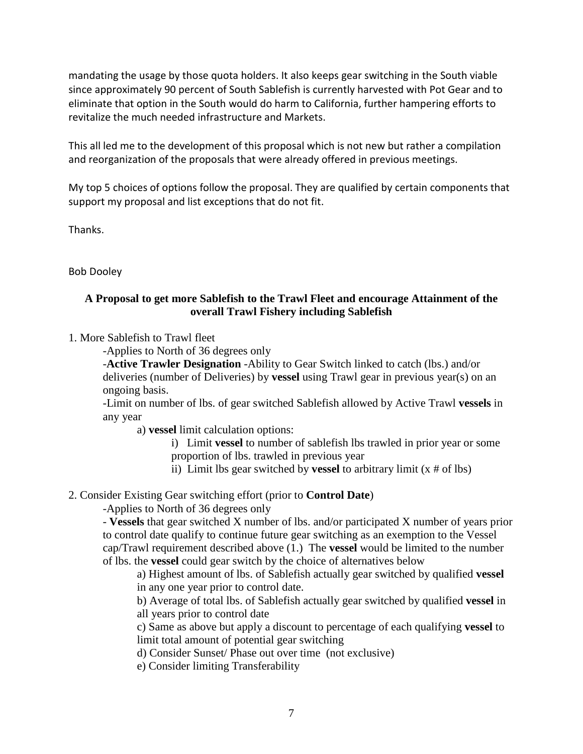mandating the usage by those quota holders. It also keeps gear switching in the South viable since approximately 90 percent of South Sablefish is currently harvested with Pot Gear and to eliminate that option in the South would do harm to California, further hampering efforts to revitalize the much needed infrastructure and Markets.

This all led me to the development of this proposal which is not new but rather a compilation and reorganization of the proposals that were already offered in previous meetings.

My top 5 choices of options follow the proposal. They are qualified by certain components that support my proposal and list exceptions that do not fit.

Thanks.

Bob Dooley

**A Proposal to get more Sablefish to the Trawl Fleet and encourage Attainment of the overall Trawl Fishery including Sablefish**

1. More Sablefish to Trawl fleet
   - Applies to North of 36 degrees only
   - **Active Trawler Designation** -Ability to Gear Switch linked to catch (lbs.) and/or deliveries (number of Deliveries) by **vessel** using Trawl gear in previous year(s) on an ongoing basis.
   - Limit on number of lbs. of gear switched Sablefish allowed by Active Trawl **vessels** in any year
     - a) **vessel** limit calculation options:
       - i) Limit **vessel** to number of sablefish lbs trawled in prior year or some proportion of lbs. trawled in previous year
       - ii) Limit lbs gear switched by **vessel** to arbitrary limit (x # of lbs)

2. Consider Existing Gear switching effort (prior to **Control Date**)
   - Applies to North of 36 degrees only
   - **Vessels** that gear switched X number of lbs. and/or participated X number of years prior to control date qualify to continue future gear switching as an exemption to the Vessel cap/Trawl requirement described above (1.) The **vessel** would be limited to the number of lbs. the **vessel** could gear switch by the choice of alternatives below
     - a) Highest amount of lbs. of Sablefish actually gear switched by qualified **vessel** in any one year prior to control date.
     - b) Average of total lbs. of Sablefish actually gear switched by qualified **vessel** in all years prior to control date
     - c) Same as above but apply a discount to percentage of each qualifying **vessel** to limit total amount of potential gear switching
     - d) Consider Sunset/ Phase out over time (not exclusive)
     - e) Consider limiting Transferability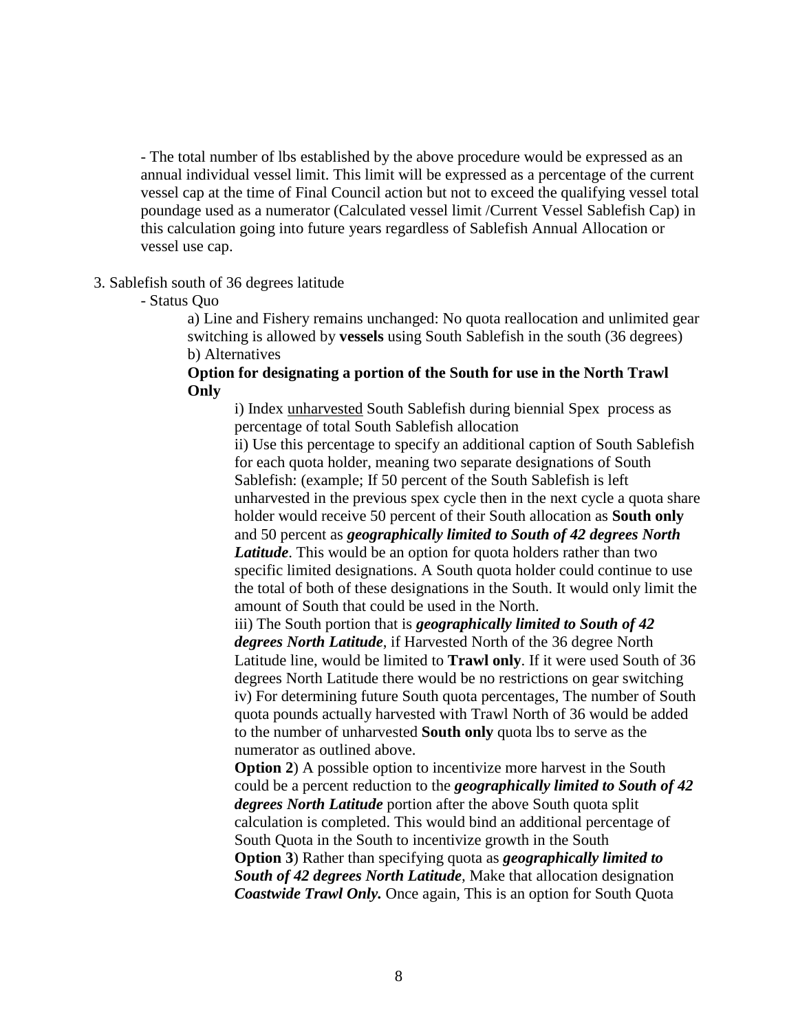- The total number of lbs established by the above procedure would be expressed as an annual individual vessel limit. This limit will be expressed as a percentage of the current vessel cap at the time of Final Council action but not to exceed the qualifying vessel total poundage used as a numerator (Calculated vessel limit /Current Vessel Sablefish Cap) in this calculation going into future years regardless of Sablefish Annual Allocation or vessel use cap.

3. Sablefish south of 36 degrees latitude

   - Status Quo

     a) Line and Fishery remains unchanged: No quota reallocation and unlimited gear switching is allowed by **vessels** using South Sablefish in the south (36 degrees)

     b) Alternatives

     **Option for designating a portion of the South for use in the North Trawl Only**

       i) Index <u>unharvested</u> South Sablefish during biennial Spex process as percentage of total South Sablefish allocation

       ii) Use this percentage to specify an additional caption of South Sablefish for each quota holder, meaning two separate designations of South Sablefish: (example; If 50 percent of the South Sablefish is left unharvested in the previous spex cycle then in the next cycle a quota share holder would receive 50 percent of their South allocation as **South only** and 50 percent as ***geographically limited to South of 42 degrees North Latitude***. This would be an option for quota holders rather than two specific limited designations. A South quota holder could continue to use the total of both of these designations in the South. It would only limit the amount of South that could be used in the North.

       iii) The South portion that is ***geographically limited to South of 42 degrees North Latitude***, if Harvested North of the 36 degree North Latitude line, would be limited to **Trawl only**. If it were used South of 36 degrees North Latitude there would be no restrictions on gear switching

       iv) For determining future South quota percentages, The number of South quota pounds actually harvested with Trawl North of 36 would be added to the number of unharvested **South only** quota lbs to serve as the numerator as outlined above.

       **Option 2**) A possible option to incentivize more harvest in the South could be a percent reduction to the ***geographically limited to South of 42 degrees North Latitude*** portion after the above South quota split calculation is completed. This would bind an additional percentage of South Quota in the South to incentivize growth in the South

       **Option 3**) Rather than specifying quota as ***geographically limited to South of 42 degrees North Latitude***, Make that allocation designation ***Coastwide Trawl Only.*** Once again, This is an option for South Quota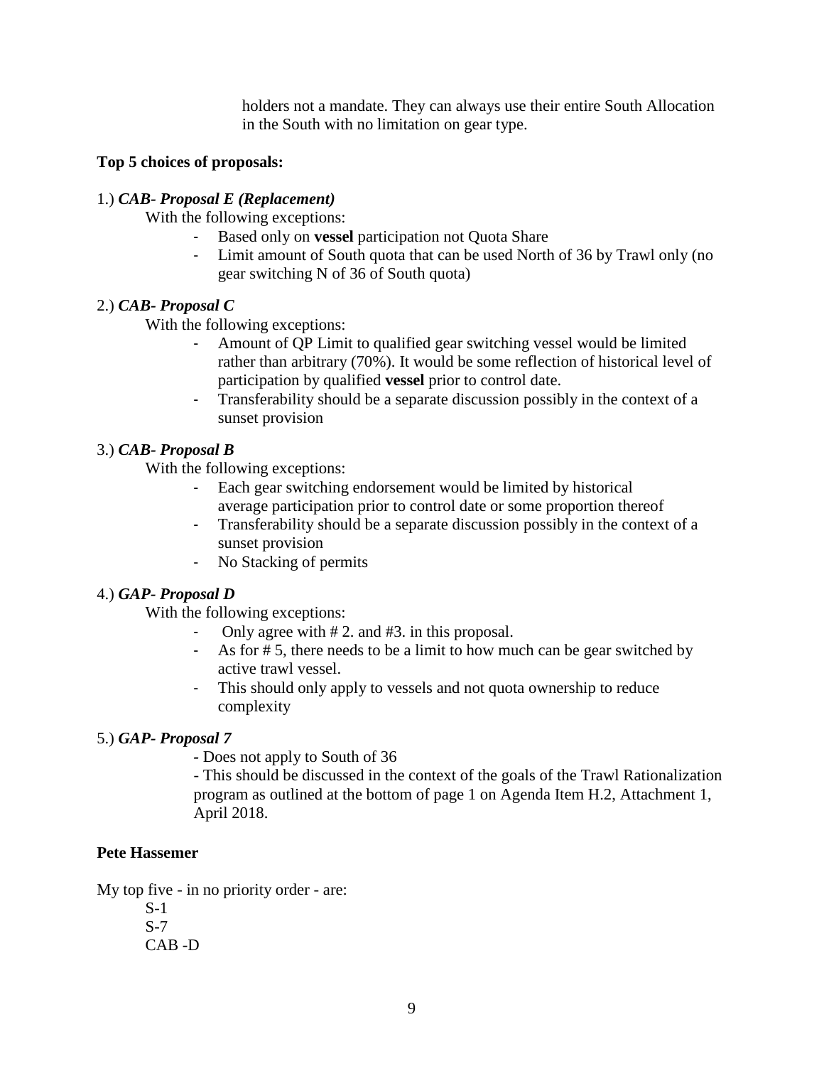holders not a mandate. They can always use their entire South Allocation in the South with no limitation on gear type.

**Top 5 choices of proposals:**

1.) ***CAB- Proposal E (Replacement)***

With the following exceptions:

- Based only on **vessel** participation not Quota Share
- Limit amount of South quota that can be used North of 36 by Trawl only (no gear switching N of 36 of South quota)

2.) ***CAB- Proposal C***

With the following exceptions:

- Amount of QP Limit to qualified gear switching vessel would be limited rather than arbitrary (70%). It would be some reflection of historical level of participation by qualified **vessel** prior to control date.
- Transferability should be a separate discussion possibly in the context of a sunset provision

3.) ***CAB- Proposal B***

With the following exceptions:

- Each gear switching endorsement would be limited by historical average participation prior to control date or some proportion thereof
- Transferability should be a separate discussion possibly in the context of a sunset provision
- No Stacking of permits

4.) ***GAP- Proposal D***

With the following exceptions:

- Only agree with # 2. and #3. in this proposal.
- As for # 5, there needs to be a limit to how much can be gear switched by active trawl vessel.
- This should only apply to vessels and not quota ownership to reduce complexity

5.) ***GAP- Proposal 7***

- Does not apply to South of 36
- This should be discussed in the context of the goals of the Trawl Rationalization program as outlined at the bottom of page 1 on Agenda Item H.2, Attachment 1, April 2018.

**Pete Hassemer**

My top five - in no priority order - are:

S-1
S-7
CAB -D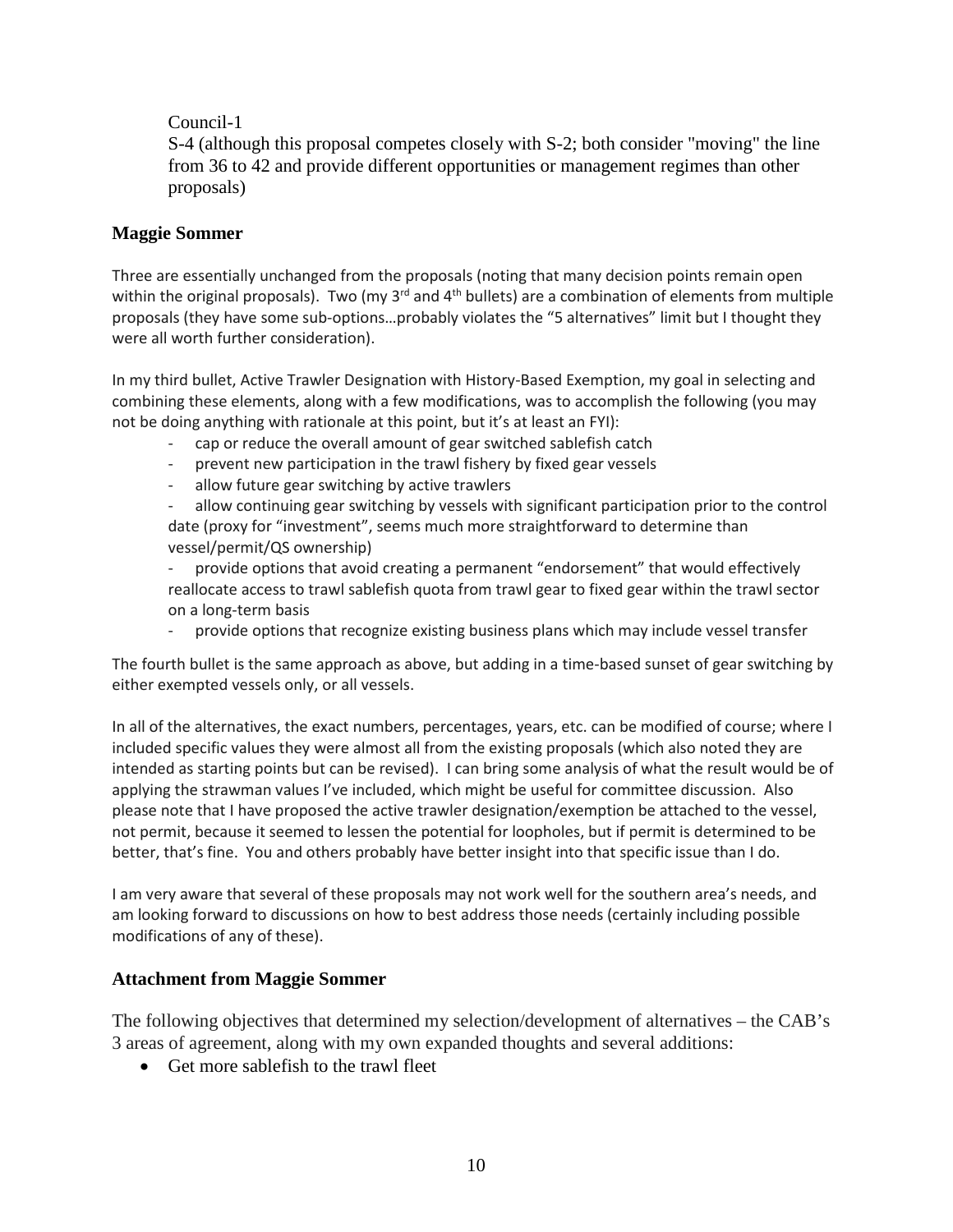Council-1

S-4 (although this proposal competes closely with S-2; both consider "moving" the line from 36 to 42 and provide different opportunities or management regimes than other proposals)

### Maggie Sommer

Three are essentially unchanged from the proposals (noting that many decision points remain open within the original proposals). Two (my 3rd and 4th bullets) are a combination of elements from multiple proposals (they have some sub-options…probably violates the "5 alternatives" limit but I thought they were all worth further consideration).

In my third bullet, Active Trawler Designation with History-Based Exemption, my goal in selecting and combining these elements, along with a few modifications, was to accomplish the following (you may not be doing anything with rationale at this point, but it's at least an FYI):

- cap or reduce the overall amount of gear switched sablefish catch
- prevent new participation in the trawl fishery by fixed gear vessels
- allow future gear switching by active trawlers
- allow continuing gear switching by vessels with significant participation prior to the control date (proxy for "investment", seems much more straightforward to determine than vessel/permit/QS ownership)
- provide options that avoid creating a permanent "endorsement" that would effectively reallocate access to trawl sablefish quota from trawl gear to fixed gear within the trawl sector on a long-term basis
- provide options that recognize existing business plans which may include vessel transfer

The fourth bullet is the same approach as above, but adding in a time-based sunset of gear switching by either exempted vessels only, or all vessels.

In all of the alternatives, the exact numbers, percentages, years, etc. can be modified of course; where I included specific values they were almost all from the existing proposals (which also noted they are intended as starting points but can be revised). I can bring some analysis of what the result would be of applying the strawman values I've included, which might be useful for committee discussion. Also please note that I have proposed the active trawler designation/exemption be attached to the vessel, not permit, because it seemed to lessen the potential for loopholes, but if permit is determined to be better, that's fine. You and others probably have better insight into that specific issue than I do.

I am very aware that several of these proposals may not work well for the southern area's needs, and am looking forward to discussions on how to best address those needs (certainly including possible modifications of any of these).

### Attachment from Maggie Sommer

The following objectives that determined my selection/development of alternatives – the CAB's 3 areas of agreement, along with my own expanded thoughts and several additions:

- Get more sablefish to the trawl fleet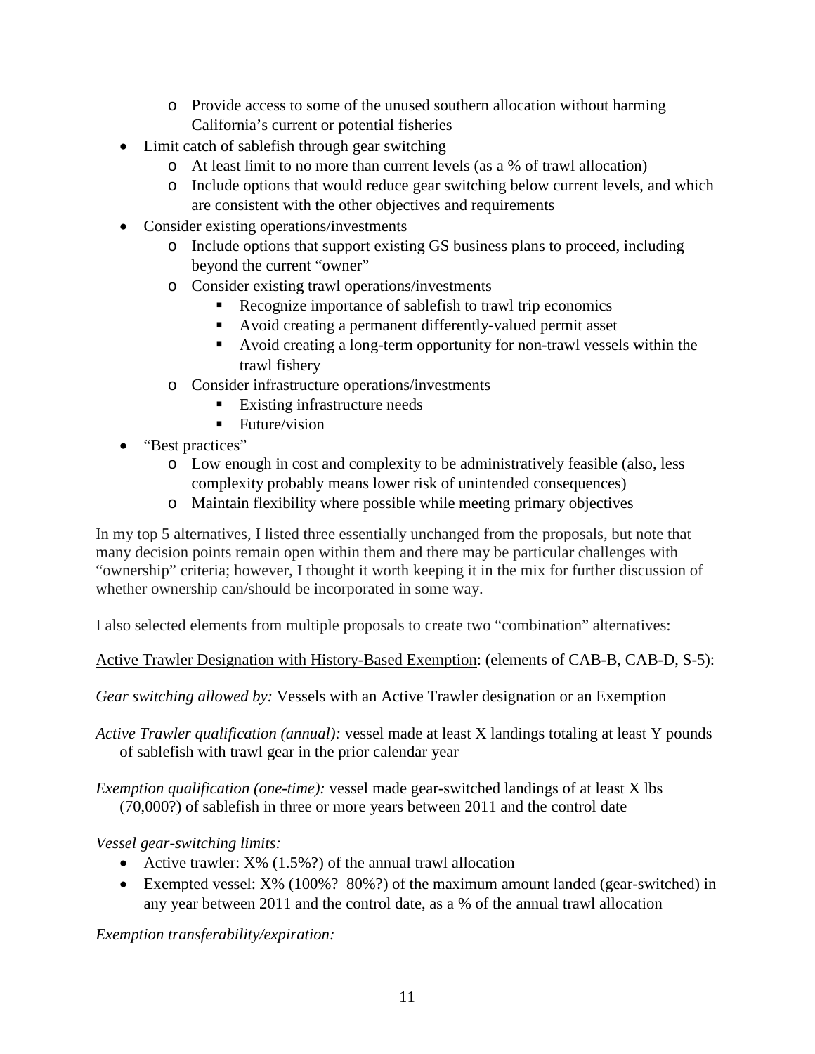- Provide access to some of the unused southern allocation without harming California's current or potential fisheries
- Limit catch of sablefish through gear switching
    - At least limit to no more than current levels (as a % of trawl allocation)
    - Include options that would reduce gear switching below current levels, and which are consistent with the other objectives and requirements
- Consider existing operations/investments
    - Include options that support existing GS business plans to proceed, including beyond the current "owner"
    - Consider existing trawl operations/investments
        - Recognize importance of sablefish to trawl trip economics
        - Avoid creating a permanent differently-valued permit asset
        - Avoid creating a long-term opportunity for non-trawl vessels within the trawl fishery
    - Consider infrastructure operations/investments
        - Existing infrastructure needs
        - Future/vision
- "Best practices"
    - Low enough in cost and complexity to be administratively feasible (also, less complexity probably means lower risk of unintended consequences)
    - Maintain flexibility where possible while meeting primary objectives

In my top 5 alternatives, I listed three essentially unchanged from the proposals, but note that many decision points remain open within them and there may be particular challenges with "ownership" criteria; however, I thought it worth keeping it in the mix for further discussion of whether ownership can/should be incorporated in some way.

I also selected elements from multiple proposals to create two "combination" alternatives:

Active Trawler Designation with History-Based Exemption: (elements of CAB-B, CAB-D, S-5):

*Gear switching allowed by:* Vessels with an Active Trawler designation or an Exemption

*Active Trawler qualification (annual):* vessel made at least X landings totaling at least Y pounds of sablefish with trawl gear in the prior calendar year

*Exemption qualification (one-time):* vessel made gear-switched landings of at least X lbs (70,000?) of sablefish in three or more years between 2011 and the control date

*Vessel gear-switching limits:*

- Active trawler: X% (1.5%?) of the annual trawl allocation
- Exempted vessel: X% (100%? 80%?) of the maximum amount landed (gear-switched) in any year between 2011 and the control date, as a % of the annual trawl allocation

*Exemption transferability/expiration:*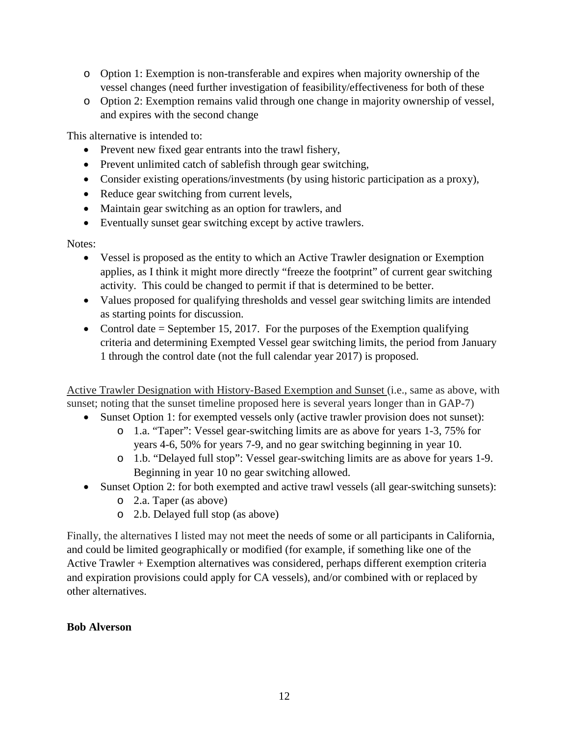- Option 1: Exemption is non-transferable and expires when majority ownership of the vessel changes (need further investigation of feasibility/effectiveness for both of these
  - Option 2: Exemption remains valid through one change in majority ownership of vessel, and expires with the second change

This alternative is intended to:

- Prevent new fixed gear entrants into the trawl fishery,
- Prevent unlimited catch of sablefish through gear switching,
- Consider existing operations/investments (by using historic participation as a proxy),
- Reduce gear switching from current levels,
- Maintain gear switching as an option for trawlers, and
- Eventually sunset gear switching except by active trawlers.

Notes:

- Vessel is proposed as the entity to which an Active Trawler designation or Exemption applies, as I think it might more directly "freeze the footprint" of current gear switching activity. This could be changed to permit if that is determined to be better.
- Values proposed for qualifying thresholds and vessel gear switching limits are intended as starting points for discussion.
- Control date = September 15, 2017. For the purposes of the Exemption qualifying criteria and determining Exempted Vessel gear switching limits, the period from January 1 through the control date (not the full calendar year 2017) is proposed.

Active Trawler Designation with History-Based Exemption and Sunset (i.e., same as above, with sunset; noting that the sunset timeline proposed here is several years longer than in GAP-7)

- Sunset Option 1: for exempted vessels only (active trawler provision does not sunset):
  - 1.a. "Taper": Vessel gear-switching limits are as above for years 1-3, 75% for years 4-6, 50% for years 7-9, and no gear switching beginning in year 10.
  - 1.b. "Delayed full stop": Vessel gear-switching limits are as above for years 1-9. Beginning in year 10 no gear switching allowed.
- Sunset Option 2: for both exempted and active trawl vessels (all gear-switching sunsets):
  - 2.a. Taper (as above)
  - 2.b. Delayed full stop (as above)

Finally, the alternatives I listed may not meet the needs of some or all participants in California, and could be limited geographically or modified (for example, if something like one of the Active Trawler + Exemption alternatives was considered, perhaps different exemption criteria and expiration provisions could apply for CA vessels), and/or combined with or replaced by other alternatives.

**Bob Alverson**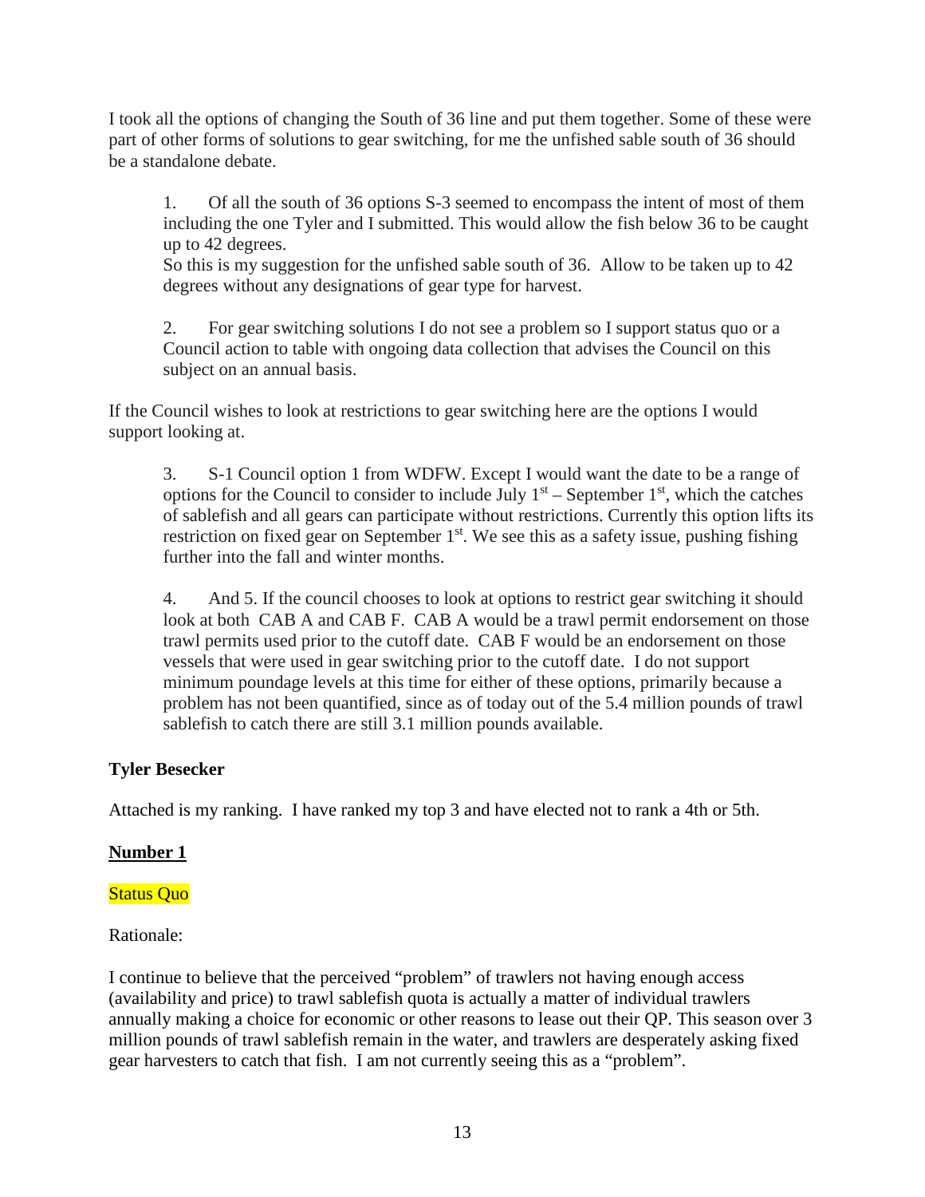I took all the options of changing the South of 36 line and put them together. Some of these were part of other forms of solutions to gear switching, for me the unfished sable south of 36 should be a standalone debate.

1. Of all the south of 36 options S-3 seemed to encompass the intent of most of them including the one Tyler and I submitted. This would allow the fish below 36 to be caught up to 42 degrees.
   So this is my suggestion for the unfished sable south of 36. Allow to be taken up to 42 degrees without any designations of gear type for harvest.

2. For gear switching solutions I do not see a problem so I support status quo or a Council action to table with ongoing data collection that advises the Council on this subject on an annual basis.

If the Council wishes to look at restrictions to gear switching here are the options I would support looking at.

3. S-1 Council option 1 from WDFW. Except I would want the date to be a range of options for the Council to consider to include July 1st – September 1st, which the catches of sablefish and all gears can participate without restrictions. Currently this option lifts its restriction on fixed gear on September 1st. We see this as a safety issue, pushing fishing further into the fall and winter months.

4. And 5. If the council chooses to look at options to restrict gear switching it should look at both CAB A and CAB F. CAB A would be a trawl permit endorsement on those trawl permits used prior to the cutoff date. CAB F would be an endorsement on those vessels that were used in gear switching prior to the cutoff date. I do not support minimum poundage levels at this time for either of these options, primarily because a problem has not been quantified, since as of today out of the 5.4 million pounds of trawl sablefish to catch there are still 3.1 million pounds available.

**Tyler Besecker**

Attached is my ranking. I have ranked my top 3 and have elected not to rank a 4th or 5th.

**<u>Number 1</u>**

Status Quo

Rationale:

I continue to believe that the perceived "problem" of trawlers not having enough access (availability and price) to trawl sablefish quota is actually a matter of individual trawlers annually making a choice for economic or other reasons to lease out their QP. This season over 3 million pounds of trawl sablefish remain in the water, and trawlers are desperately asking fixed gear harvesters to catch that fish. I am not currently seeing this as a "problem".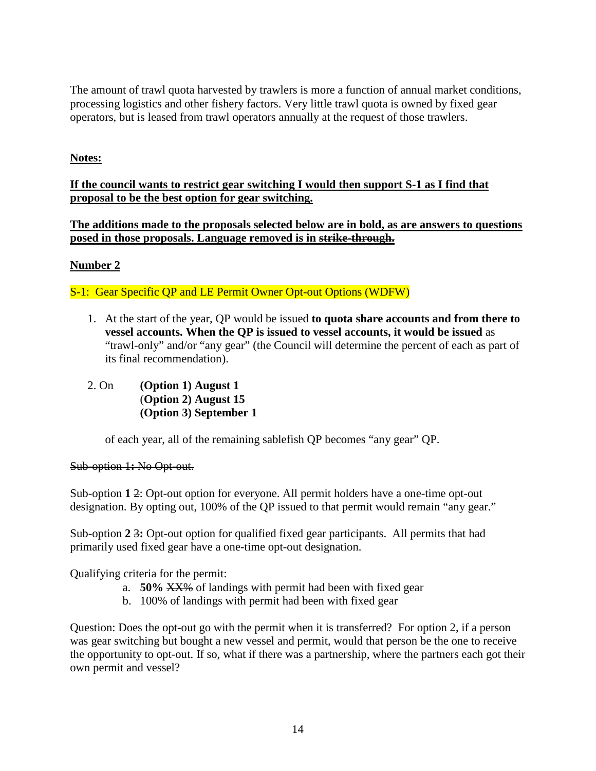The amount of trawl quota harvested by trawlers is more a function of annual market conditions, processing logistics and other fishery factors. Very little trawl quota is owned by fixed gear operators, but is leased from trawl operators annually at the request of those trawlers.

<u>**Notes:**</u>

<u>**If the council wants to restrict gear switching I would then support S-1 as I find that proposal to be the best option for gear switching.**</u>

<u>**The additions made to the proposals selected below are in bold, as are answers to questions posed in those proposals. Language removed is in ~~strike-through.~~**</u>

<u>**Number 2**</u>

S-1: Gear Specific QP and LE Permit Owner Opt-out Options (WDFW)

1. At the start of the year, QP would be issued **to quota share accounts and from there to vessel accounts. When the QP is issued to vessel accounts, it would be issued** as "trawl-only" and/or "any gear" (the Council will determine the percent of each as part of its final recommendation).

2. On **(Option 1) August 1**
   (**Option 2) August 15**
   **(Option 3) September 1**

   of each year, all of the remaining sablefish QP becomes "any gear" QP.

~~Sub-option 1: No Opt-out.~~

Sub-option **1** ~~2~~: Opt-out option for everyone. All permit holders have a one-time opt-out designation. By opting out, 100% of the QP issued to that permit would remain "any gear."

Sub-option **2** ~~3~~**:** Opt-out option for qualified fixed gear participants. All permits that had primarily used fixed gear have a one-time opt-out designation.

Qualifying criteria for the permit:

a. **50%** ~~XX%~~ of landings with permit had been with fixed gear
b. 100% of landings with permit had been with fixed gear

Question: Does the opt-out go with the permit when it is transferred? For option 2, if a person was gear switching but bought a new vessel and permit, would that person be the one to receive the opportunity to opt-out. If so, what if there was a partnership, where the partners each got their own permit and vessel?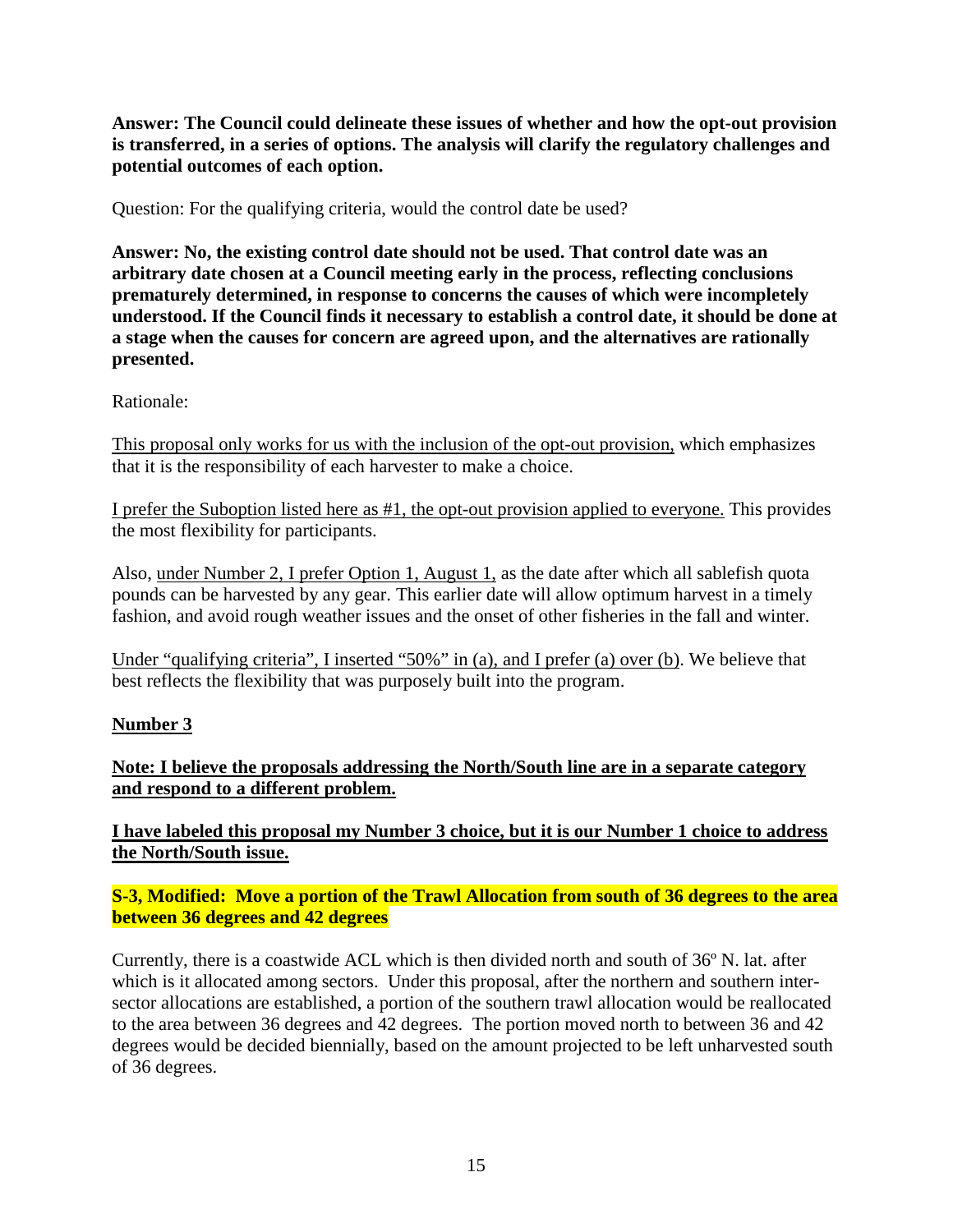**Answer: The Council could delineate these issues of whether and how the opt-out provision is transferred, in a series of options. The analysis will clarify the regulatory challenges and potential outcomes of each option.**

Question: For the qualifying criteria, would the control date be used?

**Answer: No, the existing control date should not be used. That control date was an arbitrary date chosen at a Council meeting early in the process, reflecting conclusions prematurely determined, in response to concerns the causes of which were incompletely understood. If the Council finds it necessary to establish a control date, it should be done at a stage when the causes for concern are agreed upon, and the alternatives are rationally presented.**

Rationale:

<u>This proposal only works for us with the inclusion of the opt-out provision,</u> which emphasizes that it is the responsibility of each harvester to make a choice.

<u>I prefer the Suboption listed here as #1, the opt-out provision applied to everyone.</u> This provides the most flexibility for participants.

Also, <u>under Number 2, I prefer Option 1, August 1,</u> as the date after which all sablefish quota pounds can be harvested by any gear. This earlier date will allow optimum harvest in a timely fashion, and avoid rough weather issues and the onset of other fisheries in the fall and winter.

<u>Under "qualifying criteria", I inserted "50%" in (a), and I prefer (a) over (b)</u>. We believe that best reflects the flexibility that was purposely built into the program.

**<u>Number 3</u>**

**<u>Note: I believe the proposals addressing the North/South line are in a separate category and respond to a different problem.</u>**

**<u>I have labeled this proposal my Number 3 choice, but it is our Number 1 choice to address the North/South issue.</u>**

**S-3, Modified: Move a portion of the Trawl Allocation from south of 36 degrees to the area between 36 degrees and 42 degrees**

Currently, there is a coastwide ACL which is then divided north and south of 36º N. lat. after which is it allocated among sectors. Under this proposal, after the northern and southern inter-sector allocations are established, a portion of the southern trawl allocation would be reallocated to the area between 36 degrees and 42 degrees. The portion moved north to between 36 and 42 degrees would be decided biennially, based on the amount projected to be left unharvested south of 36 degrees.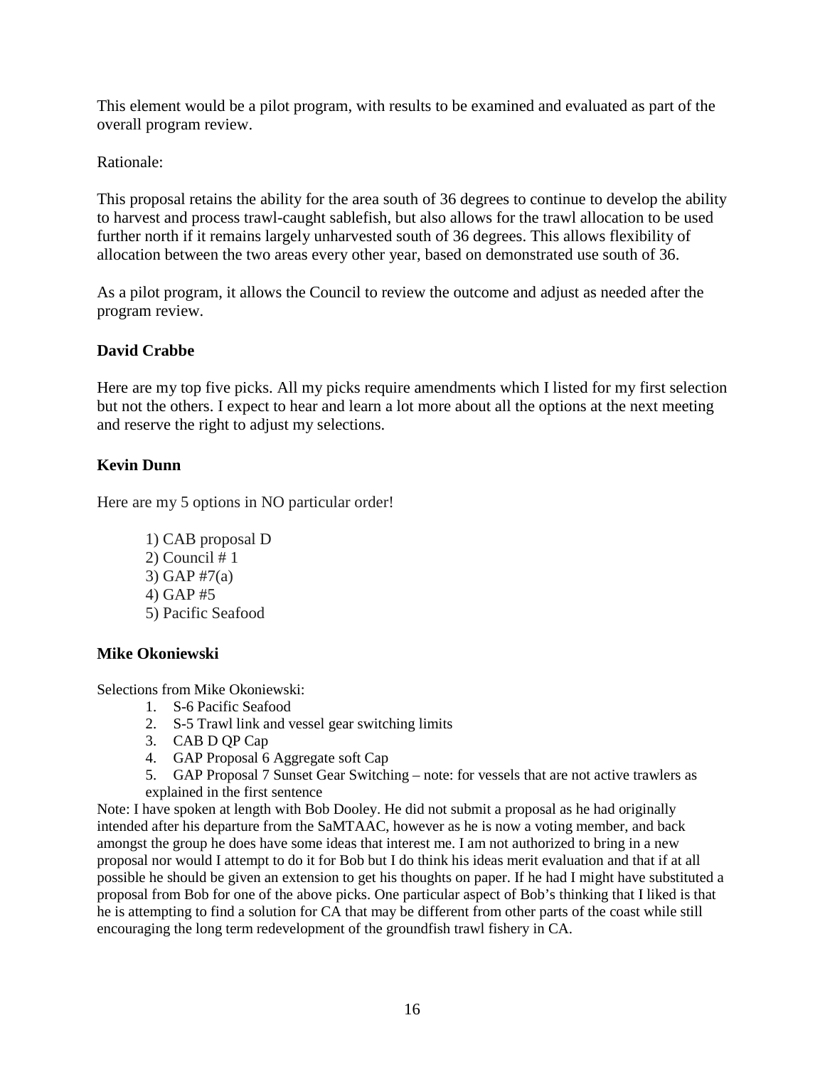This element would be a pilot program, with results to be examined and evaluated as part of the overall program review.

Rationale:

This proposal retains the ability for the area south of 36 degrees to continue to develop the ability to harvest and process trawl-caught sablefish, but also allows for the trawl allocation to be used further north if it remains largely unharvested south of 36 degrees. This allows flexibility of allocation between the two areas every other year, based on demonstrated use south of 36.

As a pilot program, it allows the Council to review the outcome and adjust as needed after the program review.

**David Crabbe**

Here are my top five picks. All my picks require amendments which I listed for my first selection but not the others. I expect to hear and learn a lot more about all the options at the next meeting and reserve the right to adjust my selections.

**Kevin Dunn**

Here are my 5 options in NO particular order!

1) CAB proposal D
2) Council # 1
3) GAP #7(a)
4) GAP #5
5) Pacific Seafood

**Mike Okoniewski**

Selections from Mike Okoniewski:

1. S-6 Pacific Seafood
2. S-5 Trawl link and vessel gear switching limits
3. CAB D QP Cap
4. GAP Proposal 6 Aggregate soft Cap
5. GAP Proposal 7 Sunset Gear Switching – note: for vessels that are not active trawlers as explained in the first sentence

Note: I have spoken at length with Bob Dooley. He did not submit a proposal as he had originally intended after his departure from the SaMTAAC, however as he is now a voting member, and back amongst the group he does have some ideas that interest me. I am not authorized to bring in a new proposal nor would I attempt to do it for Bob but I do think his ideas merit evaluation and that if at all possible he should be given an extension to get his thoughts on paper. If he had I might have substituted a proposal from Bob for one of the above picks. One particular aspect of Bob's thinking that I liked is that he is attempting to find a solution for CA that may be different from other parts of the coast while still encouraging the long term redevelopment of the groundfish trawl fishery in CA.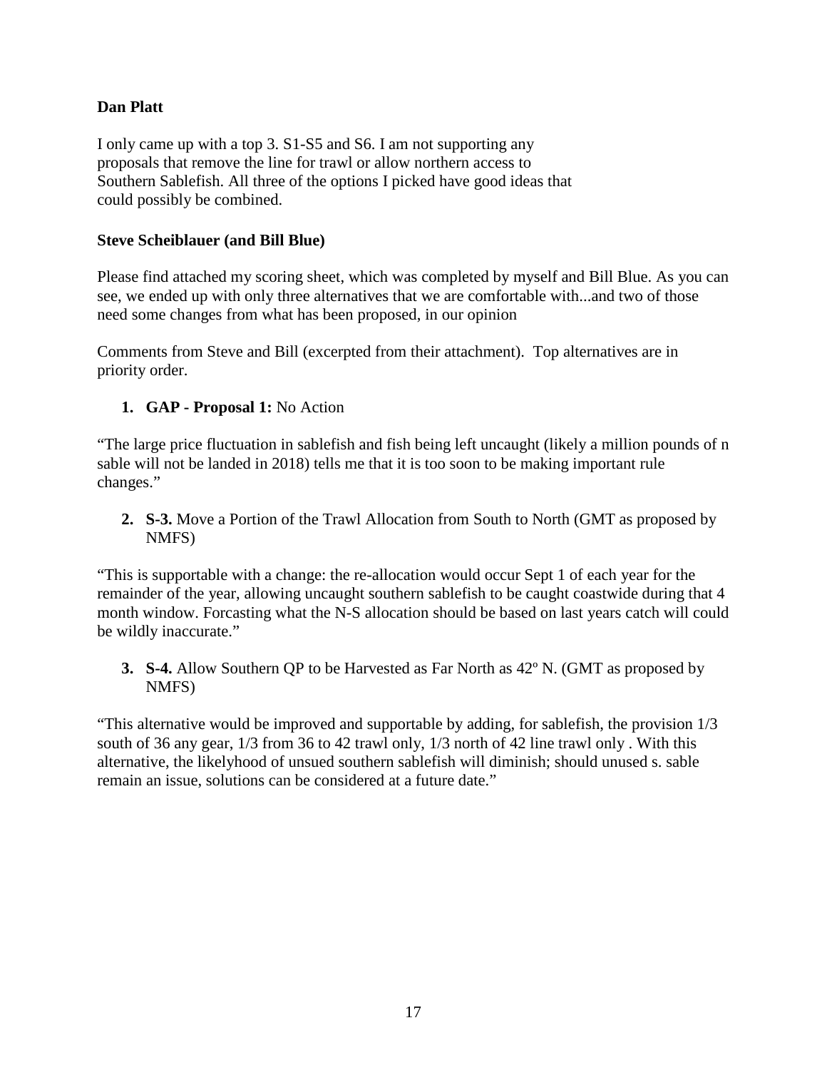**Dan Platt**

I only came up with a top 3. S1-S5 and S6. I am not supporting any proposals that remove the line for trawl or allow northern access to Southern Sablefish. All three of the options I picked have good ideas that could possibly be combined.

**Steve Scheiblauer (and Bill Blue)**

Please find attached my scoring sheet, which was completed by myself and Bill Blue. As you can see, we ended up with only three alternatives that we are comfortable with...and two of those need some changes from what has been proposed, in our opinion

Comments from Steve and Bill (excerpted from their attachment). Top alternatives are in priority order.

1. **GAP - Proposal 1:** No Action

"The large price fluctuation in sablefish and fish being left uncaught (likely a million pounds of n sable will not be landed in 2018) tells me that it is too soon to be making important rule changes."

2. **S-3.** Move a Portion of the Trawl Allocation from South to North (GMT as proposed by NMFS)

"This is supportable with a change: the re-allocation would occur Sept 1 of each year for the remainder of the year, allowing uncaught southern sablefish to be caught coastwide during that 4 month window. Forcasting what the N-S allocation should be based on last years catch will could be wildly inaccurate."

3. **S-4.** Allow Southern QP to be Harvested as Far North as 42º N. (GMT as proposed by NMFS)

"This alternative would be improved and supportable by adding, for sablefish, the provision 1/3 south of 36 any gear, 1/3 from 36 to 42 trawl only, 1/3 north of 42 line trawl only . With this alternative, the likelyhood of unsued southern sablefish will diminish; should unused s. sable remain an issue, solutions can be considered at a future date."